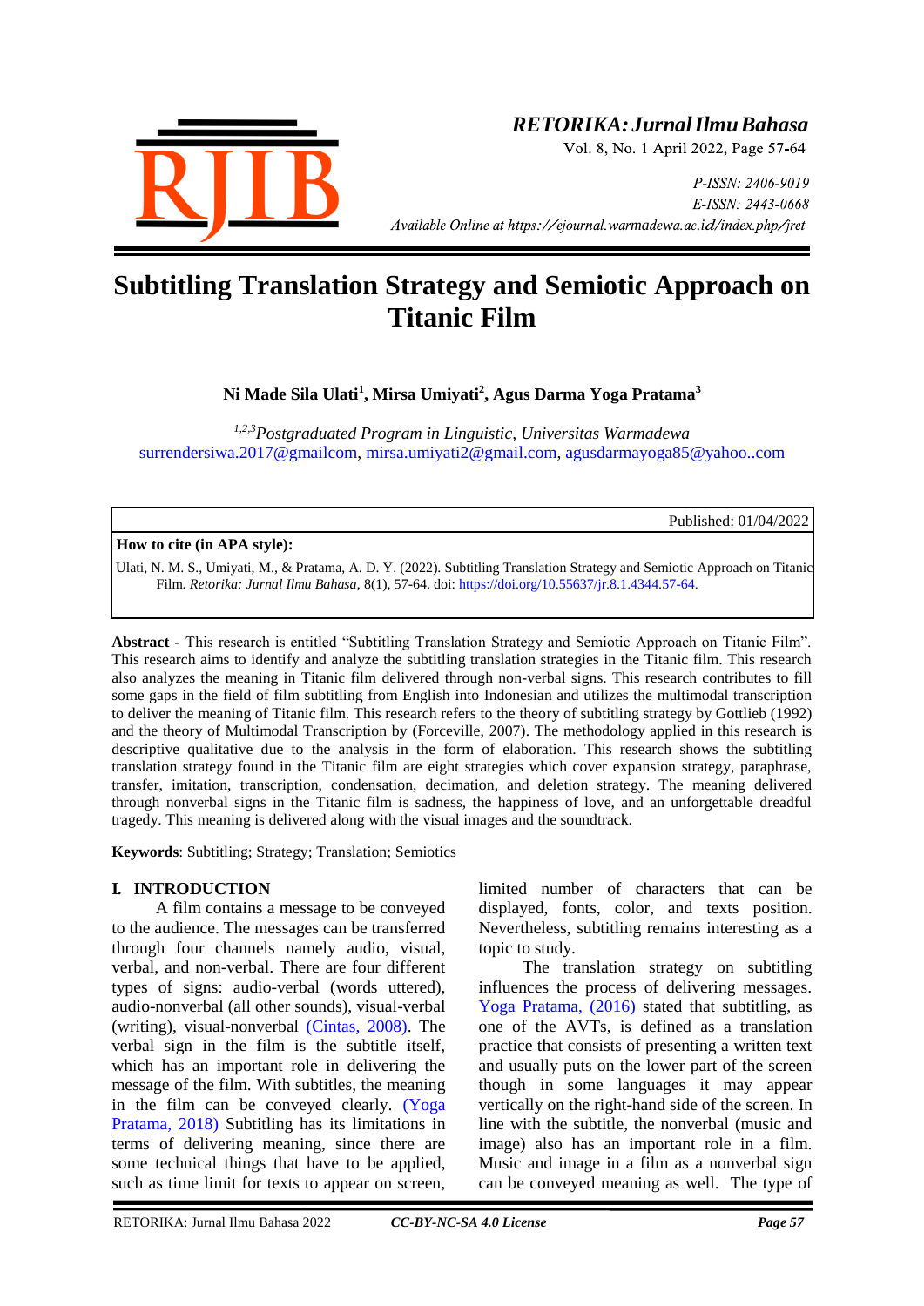# Subtitling Translation Strategy and Semiotic Approach on Titanic Film

**Ni Made Sila Ulati[1], Mirsa Umiyati[2], Agus Darma Yoga Pratama[3]**

*[1,2,3]Postgraduated Program in Linguistic, Universitas Warmadewa*
surrendersiwa.2017@gmailcom, mirsa.umiyati2@gmail.com, agusdarmayoga85@yahoo..com

Published: 01/04/2022

**How to cite (in APA style):**

Ulati, N. M. S., Umiyati, M., & Pratama, A. D. Y. (2022). Subtitling Translation Strategy and Semiotic Approach on Titanic Film. *Retorika: Jurnal Ilmu Bahasa*, 8(1), 57-64. doi: https://doi.org/10.55637/jr.8.1.4344.57-64.

**Abstract -** This research is entitled "Subtitling Translation Strategy and Semiotic Approach on Titanic Film". This research aims to identify and analyze the subtitling translation strategies in the Titanic film. This research also analyzes the meaning in Titanic film delivered through non-verbal signs. This research contributes to fill some gaps in the field of film subtitling from English into Indonesian and utilizes the multimodal transcription to deliver the meaning of Titanic film. This research refers to the theory of subtitling strategy by Gottlieb (1992) and the theory of Multimodal Transcription by (Forceville, 2007). The methodology applied in this research is descriptive qualitative due to the analysis in the form of elaboration. This research shows the subtitling translation strategy found in the Titanic film are eight strategies which cover expansion strategy, paraphrase, transfer, imitation, transcription, condensation, decimation, and deletion strategy. The meaning delivered through nonverbal signs in the Titanic film is sadness, the happiness of love, and an unforgettable dreadful tragedy. This meaning is delivered along with the visual images and the soundtrack.

**Keywords**: Subtitling; Strategy; Translation; Semiotics

## I. INTRODUCTION

A film contains a message to be conveyed to the audience. The messages can be transferred through four channels namely audio, visual, verbal, and non-verbal. There are four different types of signs: audio-verbal (words uttered), audio-nonverbal (all other sounds), visual-verbal (writing), visual-nonverbal (Cintas, 2008). The verbal sign in the film is the subtitle itself, which has an important role in delivering the message of the film. With subtitles, the meaning in the film can be conveyed clearly. (Yoga Pratama, 2018) Subtitling has its limitations in terms of delivering meaning, since there are some technical things that have to be applied, such as time limit for texts to appear on screen, limited number of characters that can be displayed, fonts, color, and texts position. Nevertheless, subtitling remains interesting as a topic to study.

The translation strategy on subtitling influences the process of delivering messages. Yoga Pratama, (2016) stated that subtitling, as one of the AVTs, is defined as a translation practice that consists of presenting a written text and usually puts on the lower part of the screen though in some languages it may appear vertically on the right-hand side of the screen. In line with the subtitle, the nonverbal (music and image) also has an important role in a film. Music and image in a film as a nonverbal sign can be conveyed meaning as well. The type of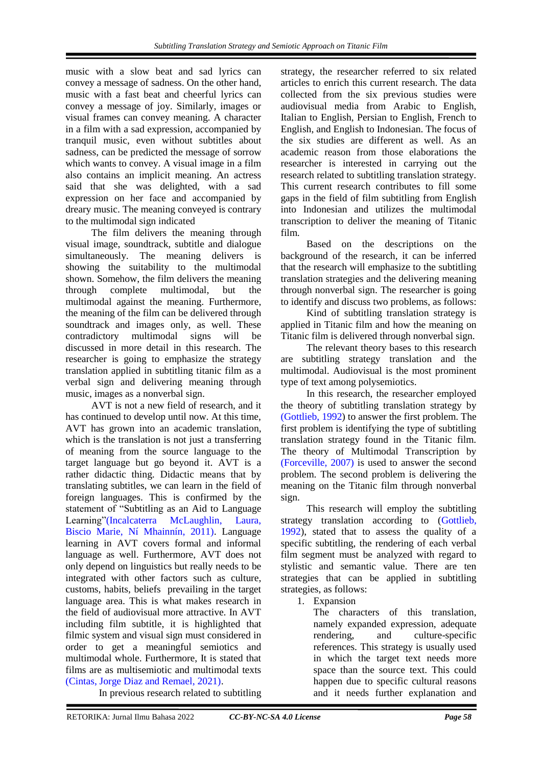music with a slow beat and sad lyrics can convey a message of sadness. On the other hand, music with a fast beat and cheerful lyrics can convey a message of joy. Similarly, images or visual frames can convey meaning. A character in a film with a sad expression, accompanied by tranquil music, even without subtitles about sadness, can be predicted the message of sorrow which wants to convey. A visual image in a film also contains an implicit meaning. An actress said that she was delighted, with a sad expression on her face and accompanied by dreary music. The meaning conveyed is contrary to the multimodal sign indicated

The film delivers the meaning through visual image, soundtrack, subtitle and dialogue simultaneously. The meaning delivers is showing the suitability to the multimodal shown. Somehow, the film delivers the meaning through complete multimodal, but the multimodal against the meaning. Furthermore, the meaning of the film can be delivered through soundtrack and images only, as well. These contradictory multimodal signs will be discussed in more detail in this research. The researcher is going to emphasize the strategy translation applied in subtitling titanic film as a verbal sign and delivering meaning through music, images as a nonverbal sign.

AVT is not a new field of research, and it has continued to develop until now. At this time, AVT has grown into an academic translation, which is the translation is not just a transferring of meaning from the source language to the target language but go beyond it. AVT is a rather didactic thing. Didactic means that by translating subtitles, we can learn in the field of foreign languages. This is confirmed by the statement of "Subtitling as an Aid to Language Learning"(Incalcaterra McLaughlin, Laura, Biscio Marie, Ní Mhainnín, 2011). Language learning in AVT covers formal and informal language as well. Furthermore, AVT does not only depend on linguistics but really needs to be integrated with other factors such as culture, customs, habits, beliefs prevailing in the target language area. This is what makes research in the field of audiovisual more attractive. In AVT including film subtitle, it is highlighted that filmic system and visual sign must considered in order to get a meaningful semiotics and multimodal whole. Furthermore, It is stated that films are as multisemiotic and multimodal texts (Cintas, Jorge Diaz and Remael, 2021).

In previous research related to subtitling strategy, the researcher referred to six related articles to enrich this current research. The data collected from the six previous studies were audiovisual media from Arabic to English, Italian to English, Persian to English, French to English, and English to Indonesian. The focus of the six studies are different as well. As an academic reason from those elaborations the researcher is interested in carrying out the research related to subtitling translation strategy. This current research contributes to fill some gaps in the field of film subtitling from English into Indonesian and utilizes the multimodal transcription to deliver the meaning of Titanic film.

Based on the descriptions on the background of the research, it can be inferred that the research will emphasize to the subtitling translation strategies and the delivering meaning through nonverbal sign. The researcher is going to identify and discuss two problems, as follows:

Kind of subtitling translation strategy is applied in Titanic film and how the meaning on Titanic film is delivered through nonverbal sign.

The relevant theory bases to this research are subtitling strategy translation and the multimodal. Audiovisual is the most prominent type of text among polysemiotics.

In this research, the researcher employed the theory of subtitling translation strategy by (Gottlieb, 1992) to answer the first problem. The first problem is identifying the type of subtitling translation strategy found in the Titanic film. The theory of Multimodal Transcription by (Forceville, 2007) is used to answer the second problem. The second problem is delivering the meaning on the Titanic film through nonverbal sign.

This research will employ the subtitling strategy translation according to (Gottlieb, 1992), stated that to assess the quality of a specific subtitling, the rendering of each verbal film segment must be analyzed with regard to stylistic and semantic value. There are ten strategies that can be applied in subtitling strategies, as follows:

1. Expansion

   The characters of this translation, namely expanded expression, adequate rendering, and culture-specific references. This strategy is usually used in which the target text needs more space than the source text. This could happen due to specific cultural reasons and it needs further explanation and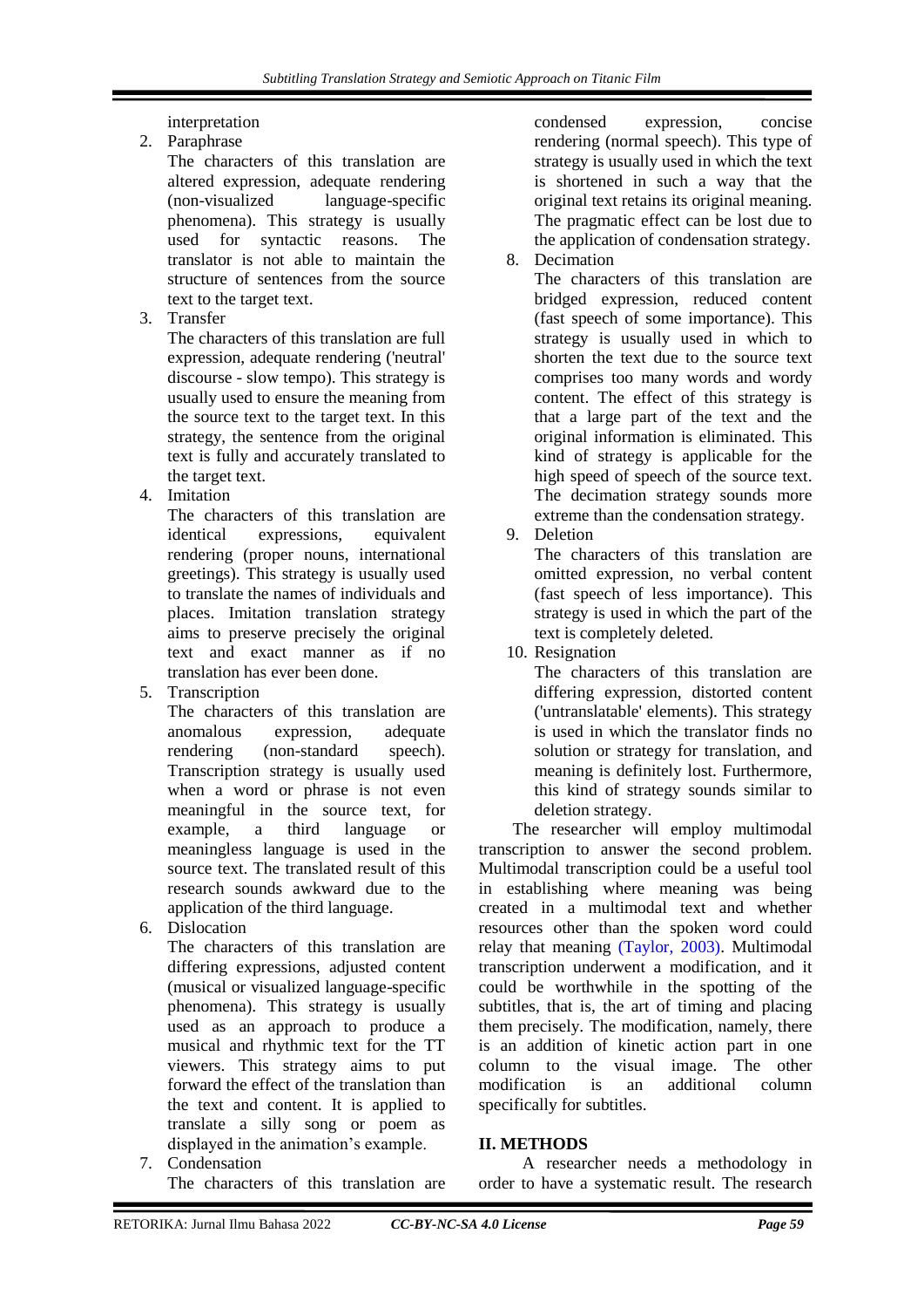interpretation

2. Paraphrase

   The characters of this translation are altered expression, adequate rendering (non-visualized language-specific phenomena). This strategy is usually used for syntactic reasons. The translator is not able to maintain the structure of sentences from the source text to the target text.

3. Transfer

   The characters of this translation are full expression, adequate rendering ('neutral' discourse - slow tempo). This strategy is usually used to ensure the meaning from the source text to the target text. In this strategy, the sentence from the original text is fully and accurately translated to the target text.

4. Imitation

   The characters of this translation are identical expressions, equivalent rendering (proper nouns, international greetings). This strategy is usually used to translate the names of individuals and places. Imitation translation strategy aims to preserve precisely the original text and exact manner as if no translation has ever been done.

5. Transcription

   The characters of this translation are anomalous expression, adequate rendering (non-standard speech). Transcription strategy is usually used when a word or phrase is not even meaningful in the source text, for example, a third language or meaningless language is used in the source text. The translated result of this research sounds awkward due to the application of the third language.

6. Dislocation

   The characters of this translation are differing expressions, adjusted content (musical or visualized language-specific phenomena). This strategy is usually used as an approach to produce a musical and rhythmic text for the TT viewers. This strategy aims to put forward the effect of the translation than the text and content. It is applied to translate a silly song or poem as displayed in the animation's example.

7. Condensation

   The characters of this translation are condensed expression, concise rendering (normal speech). This type of strategy is usually used in which the text is shortened in such a way that the original text retains its original meaning. The pragmatic effect can be lost due to the application of condensation strategy.

8. Decimation

   The characters of this translation are bridged expression, reduced content (fast speech of some importance). This strategy is usually used in which to shorten the text due to the source text comprises too many words and wordy content. The effect of this strategy is that a large part of the text and the original information is eliminated. This kind of strategy is applicable for the high speed of speech of the source text. The decimation strategy sounds more extreme than the condensation strategy.

9. Deletion

   The characters of this translation are omitted expression, no verbal content (fast speech of less importance). This strategy is used in which the part of the text is completely deleted.

10. Resignation

    The characters of this translation are differing expression, distorted content ('untranslatable' elements). This strategy is used in which the translator finds no solution or strategy for translation, and meaning is definitely lost. Furthermore, this kind of strategy sounds similar to deletion strategy.

The researcher will employ multimodal transcription to answer the second problem. Multimodal transcription could be a useful tool in establishing where meaning was being created in a multimodal text and whether resources other than the spoken word could relay that meaning (Taylor, 2003). Multimodal transcription underwent a modification, and it could be worthwhile in the spotting of the subtitles, that is, the art of timing and placing them precisely. The modification, namely, there is an addition of kinetic action part in one column to the visual image. The other modification is an additional column specifically for subtitles.

## II. METHODS

A researcher needs a methodology in order to have a systematic result. The research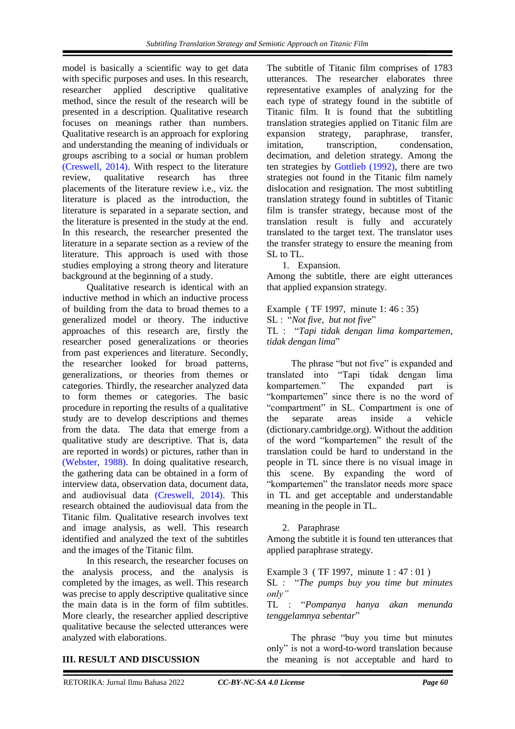model is basically a scientific way to get data with specific purposes and uses. In this research, researcher applied descriptive qualitative method, since the result of the research will be presented in a description. Qualitative research focuses on meanings rather than numbers. Qualitative research is an approach for exploring and understanding the meaning of individuals or groups ascribing to a social or human problem (Creswell, 2014). With respect to the literature review, qualitative research has three placements of the literature review i.e., viz. the literature is placed as the introduction, the literature is separated in a separate section, and the literature is presented in the study at the end. In this research, the researcher presented the literature in a separate section as a review of the literature. This approach is used with those studies employing a strong theory and literature background at the beginning of a study.

Qualitative research is identical with an inductive method in which an inductive process of building from the data to broad themes to a generalized model or theory. The inductive approaches of this research are, firstly the researcher posed generalizations or theories from past experiences and literature. Secondly, the researcher looked for broad patterns, generalizations, or theories from themes or categories. Thirdly, the researcher analyzed data to form themes or categories. The basic procedure in reporting the results of a qualitative study are to develop descriptions and themes from the data. The data that emerge from a qualitative study are descriptive. That is, data are reported in words) or pictures, rather than in (Webster, 1988). In doing qualitative research, the gathering data can be obtained in a form of interview data, observation data, document data, and audiovisual data (Creswell, 2014). This research obtained the audiovisual data from the Titanic film. Qualitative research involves text and image analysis, as well. This research identified and analyzed the text of the subtitles and the images of the Titanic film.

In this research, the researcher focuses on the analysis process, and the analysis is completed by the images, as well. This research was precise to apply descriptive qualitative since the main data is in the form of film subtitles. More clearly, the researcher applied descriptive qualitative because the selected utterances were analyzed with elaborations.

## III. RESULT AND DISCUSSION

The subtitle of Titanic film comprises of 1783 utterances. The researcher elaborates three representative examples of analyzing for the each type of strategy found in the subtitle of Titanic film. It is found that the subtitling translation strategies applied on Titanic film are expansion strategy, paraphrase, transfer, imitation, transcription, condensation, decimation, and deletion strategy. Among the ten strategies by Gottlieb (1992), there are two strategies not found in the Titanic film namely dislocation and resignation. The most subtitling translation strategy found in subtitles of Titanic film is transfer strategy, because most of the translation result is fully and accurately translated to the target text. The translator uses the transfer strategy to ensure the meaning from SL to TL.

1. Expansion.

Among the subtitle, there are eight utterances that applied expansion strategy.

Example ( TF 1997, minute 1: 46 : 35)
SL : "*Not five, but not five*"
TL : "*Tapi tidak dengan lima kompartemen, tidak dengan lima*"

The phrase "but not five" is expanded and translated into "Tapi tidak dengan lima kompartemen." The expanded part is "kompartemen" since there is no the word of "compartment" in SL. Compartment is one of the separate areas inside a vehicle (dictionary.cambridge.org). Without the addition of the word "kompartemen" the result of the translation could be hard to understand in the people in TL since there is no visual image in this scene. By expanding the word of "kompartemen" the translator needs more space in TL and get acceptable and understandable meaning in the people in TL.

2. Paraphrase

Among the subtitle it is found ten utterances that applied paraphrase strategy.

Example 3 ( TF 1997, minute 1 : 47 : 01 )
SL : "*The pumps buy you time but minutes only"*
TL : "*Pompanya hanya akan menunda tenggelamnya sebentar*"

The phrase "buy you time but minutes only" is not a word-to-word translation because the meaning is not acceptable and hard to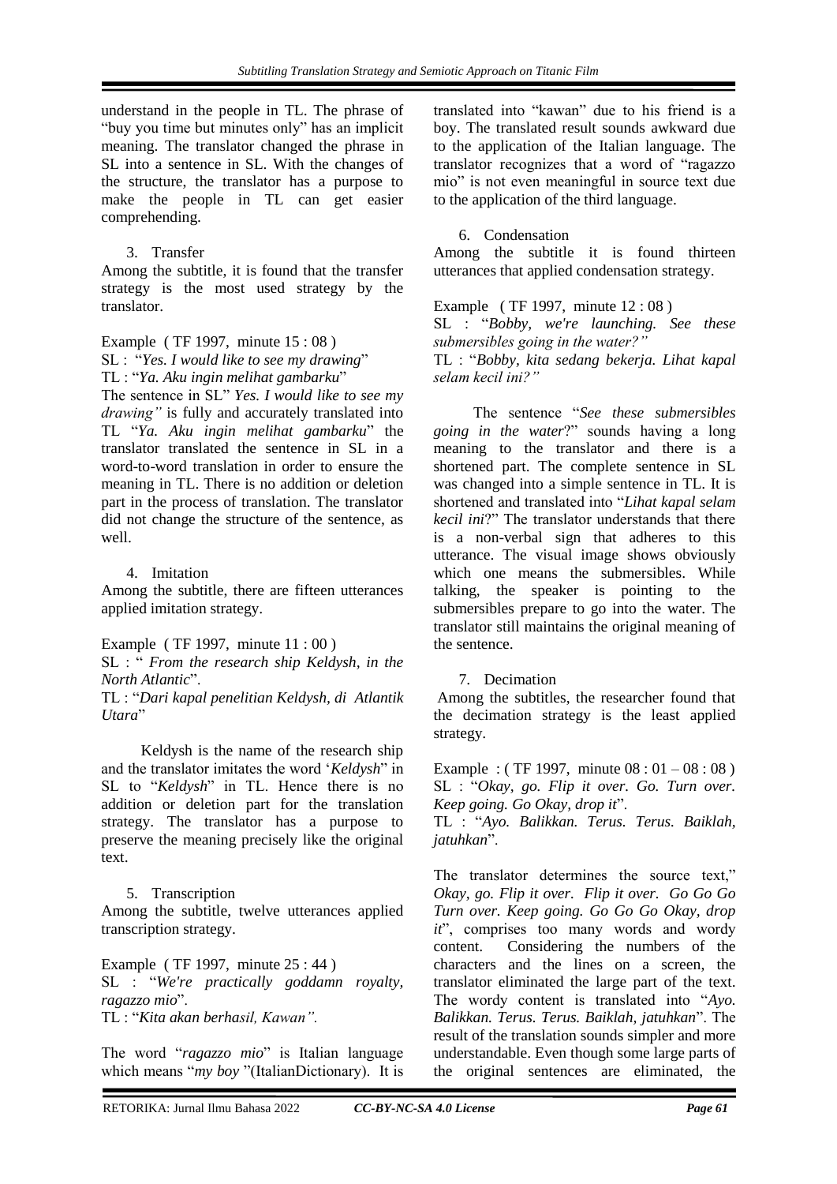understand in the people in TL. The phrase of "buy you time but minutes only" has an implicit meaning. The translator changed the phrase in SL into a sentence in SL. With the changes of the structure, the translator has a purpose to make the people in TL can get easier comprehending.

3. Transfer

Among the subtitle, it is found that the transfer strategy is the most used strategy by the translator.

Example ( TF 1997, minute 15 : 08 )
SL : "*Yes. I would like to see my drawing*"
TL : "*Ya. Aku ingin melihat gambarku*"
The sentence in SL" *Yes. I would like to see my drawing"* is fully and accurately translated into TL "*Ya. Aku ingin melihat gambarku*" the translator translated the sentence in SL in a word-to-word translation in order to ensure the meaning in TL. There is no addition or deletion part in the process of translation. The translator did not change the structure of the sentence, as well.

4. Imitation

Among the subtitle, there are fifteen utterances applied imitation strategy.

Example ( TF 1997, minute 11 : 00 )
SL : " *From the research ship Keldysh, in the North Atlantic*".
TL : "*Dari kapal penelitian Keldysh, di Atlantik Utara*"

Keldysh is the name of the research ship and the translator imitates the word '*Keldysh*" in SL to "*Keldysh*" in TL. Hence there is no addition or deletion part for the translation strategy. The translator has a purpose to preserve the meaning precisely like the original text.

5. Transcription

Among the subtitle, twelve utterances applied transcription strategy.

Example ( TF 1997, minute 25 : 44 )
SL : "*We're practically goddamn royalty, ragazzo mio*".
TL : "*Kita akan berhasil, Kawan".*

The word "*ragazzo mio*" is Italian language which means "*my boy* "(ItalianDictionary). It is translated into "kawan" due to his friend is a boy. The translated result sounds awkward due to the application of the Italian language. The translator recognizes that a word of "ragazzo mio" is not even meaningful in source text due to the application of the third language.

6. Condensation

Among the subtitle it is found thirteen utterances that applied condensation strategy.

Example ( TF 1997, minute 12 : 08 )
SL : "*Bobby, we're launching. See these submersibles going in the water?"*
TL : "*Bobby, kita sedang bekerja. Lihat kapal selam kecil ini?"*

The sentence "*See these submersibles going in the water*?" sounds having a long meaning to the translator and there is a shortened part. The complete sentence in SL was changed into a simple sentence in TL. It is shortened and translated into "*Lihat kapal selam kecil ini*?" The translator understands that there is a non-verbal sign that adheres to this utterance. The visual image shows obviously which one means the submersibles. While talking, the speaker is pointing to the submersibles prepare to go into the water. The translator still maintains the original meaning of the sentence.

7. Decimation

Among the subtitles, the researcher found that the decimation strategy is the least applied strategy.

Example : ( TF 1997, minute 08 : 01 – 08 : 08 )
SL : "*Okay, go. Flip it over. Go. Turn over. Keep going. Go Okay, drop it*".
TL : "*Ayo. Balikkan. Terus. Terus. Baiklah, jatuhkan*".

The translator determines the source text," *Okay, go. Flip it over. Flip it over. Go Go Go Turn over. Keep going. Go Go Go Okay, drop it*", comprises too many words and wordy content. Considering the numbers of the characters and the lines on a screen, the translator eliminated the large part of the text. The wordy content is translated into "*Ayo. Balikkan. Terus. Terus. Baiklah, jatuhkan*". The result of the translation sounds simpler and more understandable. Even though some large parts of the original sentences are eliminated, the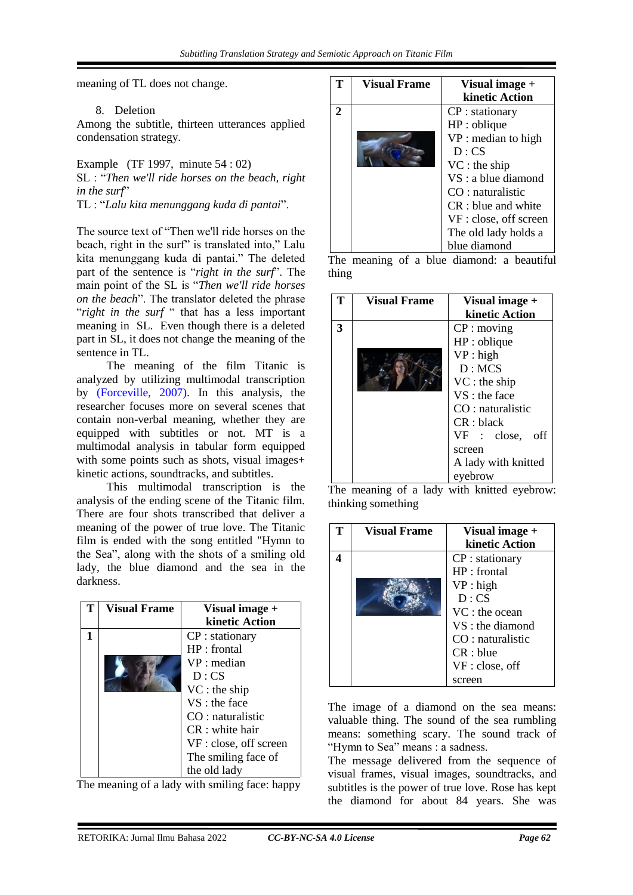meaning of TL does not change.

8. Deletion

Among the subtitle, thirteen utterances applied condensation strategy.

Example (TF 1997, minute 54 : 02)
SL : "*Then we'll ride horses on the beach, right in the surf*"
TL : "*Lalu kita menunggang kuda di pantai*".

The source text of "Then we'll ride horses on the beach, right in the surf" is translated into," Lalu kita menunggang kuda di pantai." The deleted part of the sentence is "*right in the surf*". The main point of the SL is "*Then we'll ride horses on the beach*". The translator deleted the phrase "*right in the surf* " that has a less important meaning in SL. Even though there is a deleted part in SL, it does not change the meaning of the sentence in TL.

The meaning of the film Titanic is analyzed by utilizing multimodal transcription by (Forceville, 2007). In this analysis, the researcher focuses more on several scenes that contain non-verbal meaning, whether they are equipped with subtitles or not. MT is a multimodal analysis in tabular form equipped with some points such as shots, visual images+ kinetic actions, soundtracks, and subtitles.

This multimodal transcription is the analysis of the ending scene of the Titanic film. There are four shots transcribed that deliver a meaning of the power of true love. The Titanic film is ended with the song entitled "Hymn to the Sea", along with the shots of a smiling old lady, the blue diamond and the sea in the darkness.

| T | Visual Frame | Visual image + kinetic Action |
|---|---|---|
| 1 | | CP : stationary<br>HP : frontal<br>VP : median<br>D : CS<br>VC : the ship<br>VS : the face<br>CO : naturalistic<br>CR : white hair<br>VF : close, off screen<br>The smiling face of the old lady |

The meaning of a lady with smiling face: happy

| T | Visual Frame | Visual image + kinetic Action |
|---|---|---|
| 2 | | CP : stationary<br>HP : oblique<br>VP : median to high<br>D : CS<br>VC : the ship<br>VS : a blue diamond<br>CO : naturalistic<br>CR : blue and white<br>VF : close, off screen<br>The old lady holds a blue diamond |

The meaning of a blue diamond: a beautiful thing

| T | Visual Frame | Visual image + kinetic Action |
|---|---|---|
| 3 | | CP : moving<br>HP : oblique<br>VP : high<br>D : MCS<br>VC : the ship<br>VS : the face<br>CO : naturalistic<br>CR : black<br>VF : close, off screen<br>A lady with knitted eyebrow |

The meaning of a lady with knitted eyebrow: thinking something

| T | Visual Frame | Visual image + kinetic Action |
|---|---|---|
| 4 | | CP : stationary<br>HP : frontal<br>VP : high<br>D : CS<br>VC : the ocean<br>VS : the diamond<br>CO : naturalistic<br>CR : blue<br>VF : close, off screen |

The image of a diamond on the sea means: valuable thing. The sound of the sea rumbling means: something scary. The sound track of "Hymn to Sea" means : a sadness.

The message delivered from the sequence of visual frames, visual images, soundtracks, and subtitles is the power of true love. Rose has kept the diamond for about 84 years. She was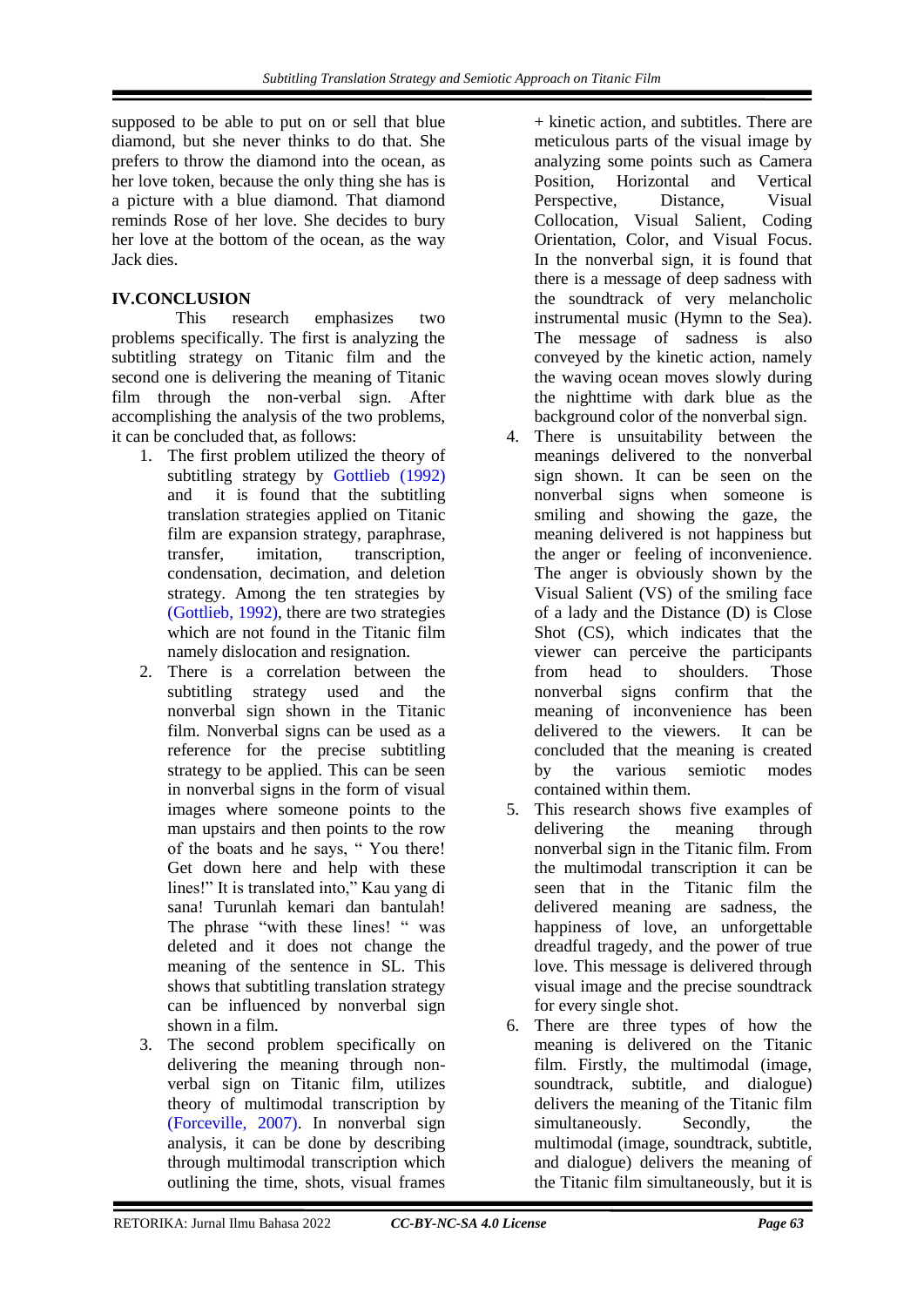supposed to be able to put on or sell that blue diamond, but she never thinks to do that. She prefers to throw the diamond into the ocean, as her love token, because the only thing she has is a picture with a blue diamond. That diamond reminds Rose of her love. She decides to bury her love at the bottom of the ocean, as the way Jack dies.

## IV.CONCLUSION

This research emphasizes two problems specifically. The first is analyzing the subtitling strategy on Titanic film and the second one is delivering the meaning of Titanic film through the non-verbal sign. After accomplishing the analysis of the two problems, it can be concluded that, as follows:

1. The first problem utilized the theory of subtitling strategy by Gottlieb (1992) and it is found that the subtitling translation strategies applied on Titanic film are expansion strategy, paraphrase, transfer, imitation, transcription, condensation, decimation, and deletion strategy. Among the ten strategies by (Gottlieb, 1992), there are two strategies which are not found in the Titanic film namely dislocation and resignation.
2. There is a correlation between the subtitling strategy used and the nonverbal sign shown in the Titanic film. Nonverbal signs can be used as a reference for the precise subtitling strategy to be applied. This can be seen in nonverbal signs in the form of visual images where someone points to the man upstairs and then points to the row of the boats and he says, " You there! Get down here and help with these lines!" It is translated into," Kau yang di sana! Turunlah kemari dan bantulah! The phrase "with these lines! " was deleted and it does not change the meaning of the sentence in SL. This shows that subtitling translation strategy can be influenced by nonverbal sign shown in a film.
3. The second problem specifically on delivering the meaning through non-verbal sign on Titanic film, utilizes theory of multimodal transcription by (Forceville, 2007). In nonverbal sign analysis, it can be done by describing through multimodal transcription which outlining the time, shots, visual frames + kinetic action, and subtitles. There are meticulous parts of the visual image by analyzing some points such as Camera Position, Horizontal and Vertical Perspective, Distance, Visual Collocation, Visual Salient, Coding Orientation, Color, and Visual Focus. In the nonverbal sign, it is found that there is a message of deep sadness with the soundtrack of very melancholic instrumental music (Hymn to the Sea). The message of sadness is also conveyed by the kinetic action, namely the waving ocean moves slowly during the nighttime with dark blue as the background color of the nonverbal sign.
4. There is unsuitability between the meanings delivered to the nonverbal sign shown. It can be seen on the nonverbal signs when someone is smiling and showing the gaze, the meaning delivered is not happiness but the anger or feeling of inconvenience. The anger is obviously shown by the Visual Salient (VS) of the smiling face of a lady and the Distance (D) is Close Shot (CS), which indicates that the viewer can perceive the participants from head to shoulders. Those nonverbal signs confirm that the meaning of inconvenience has been delivered to the viewers. It can be concluded that the meaning is created by the various semiotic modes contained within them.
5. This research shows five examples of delivering the meaning through nonverbal sign in the Titanic film. From the multimodal transcription it can be seen that in the Titanic film the delivered meaning are sadness, the happiness of love, an unforgettable dreadful tragedy, and the power of true love. This message is delivered through visual image and the precise soundtrack for every single shot.
6. There are three types of how the meaning is delivered on the Titanic film. Firstly, the multimodal (image, soundtrack, subtitle, and dialogue) delivers the meaning of the Titanic film simultaneously. Secondly, the multimodal (image, soundtrack, subtitle, and dialogue) delivers the meaning of the Titanic film simultaneously, but it is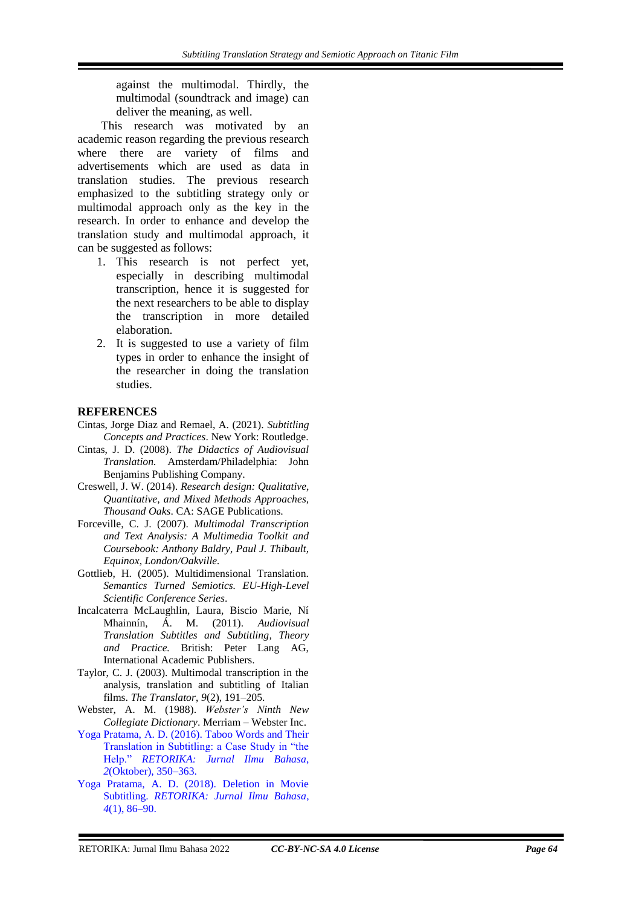against the multimodal. Thirdly, the multimodal (soundtrack and image) can deliver the meaning, as well.

This research was motivated by an academic reason regarding the previous research where there are variety of films and advertisements which are used as data in translation studies. The previous research emphasized to the subtitling strategy only or multimodal approach only as the key in the research. In order to enhance and develop the translation study and multimodal approach, it can be suggested as follows:

1. This research is not perfect yet, especially in describing multimodal transcription, hence it is suggested for the next researchers to be able to display the transcription in more detailed elaboration.
2. It is suggested to use a variety of film types in order to enhance the insight of the researcher in doing the translation studies.

## REFERENCES

Cintas, Jorge Diaz and Remael, A. (2021). *Subtitling Concepts and Practices*. New York: Routledge.

Cintas, J. D. (2008). *The Didactics of Audiovisual Translation.* Amsterdam/Philadelphia: John Benjamins Publishing Company.

Creswell, J. W. (2014). *Research design: Qualitative, Quantitative, and Mixed Methods Approaches, Thousand Oaks*. CA: SAGE Publications.

Forceville, C. J. (2007). *Multimodal Transcription and Text Analysis: A Multimedia Toolkit and Coursebook: Anthony Baldry, Paul J. Thibault, Equinox, London/Oakville.*

Gottlieb, H. (2005). Multidimensional Translation. *Semantics Turned Semiotics. EU-High-Level Scientific Conference Series*.

Incalcaterra McLaughlin, Laura, Biscio Marie, Ní Mhainnín, Á. M. (2011). *Audiovisual Translation Subtitles and Subtitling, Theory and Practice.* British: Peter Lang AG, International Academic Publishers.

Taylor, C. J. (2003). Multimodal transcription in the analysis, translation and subtitling of Italian films. *The Translator*, *9*(2), 191–205.

Webster, A. M. (1988). *Webster's Ninth New Collegiate Dictionary*. Merriam – Webster Inc.

Yoga Pratama, A. D. (2016). Taboo Words and Their Translation in Subtitling: a Case Study in "the Help." *RETORIKA: Jurnal Ilmu Bahasa*, *2*(Oktober), 350–363.

Yoga Pratama, A. D. (2018). Deletion in Movie Subtitling. *RETORIKA: Jurnal Ilmu Bahasa*, *4*(1), 86–90.